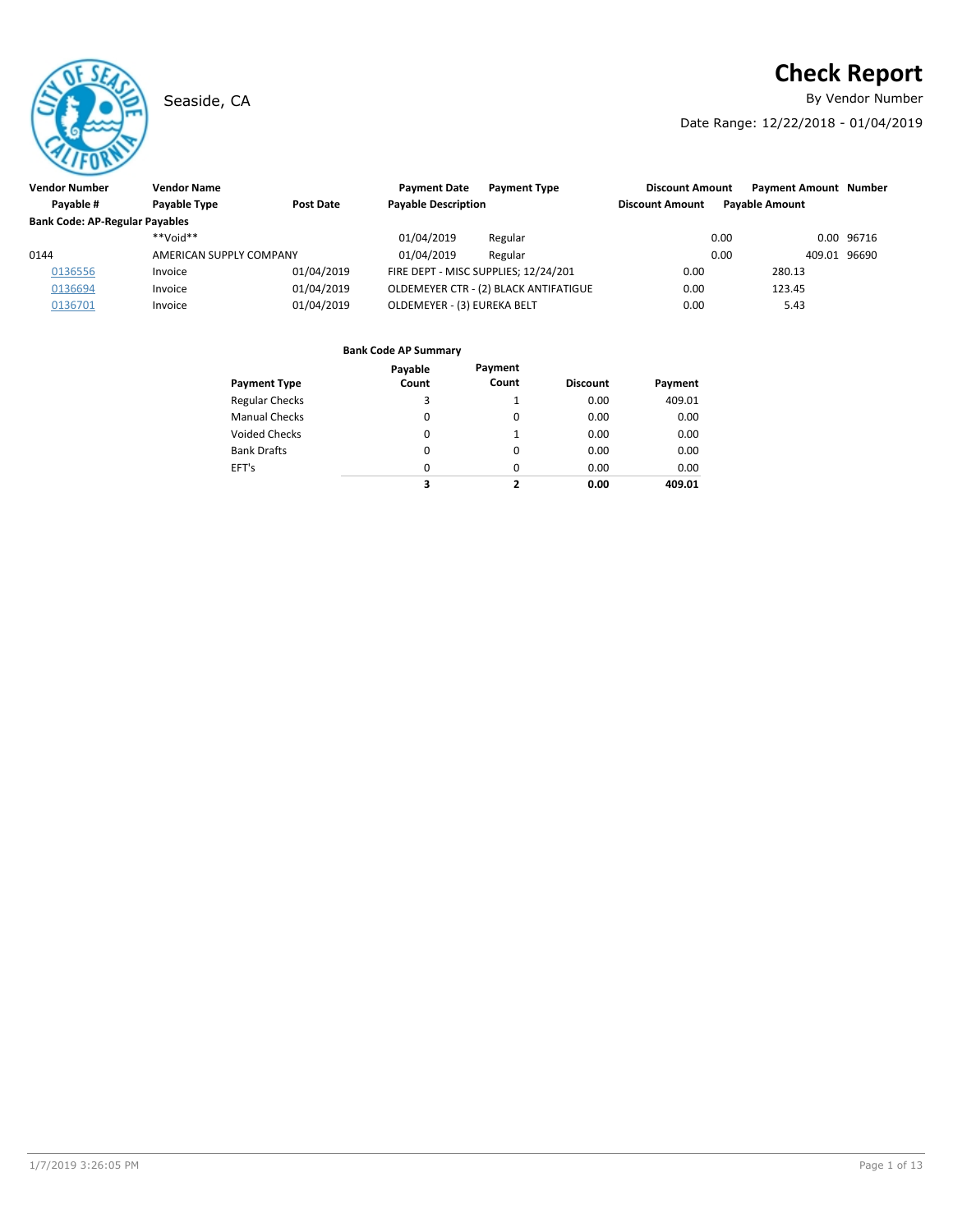Seaside, CA

# Check Report

By Vendor Number

Date Range: 12/22/2018 - 01/04/2019

| Vendor Number | Vendor Name | | Payment Date | Payment Type | Discount Amount | Payment Amount | Number |
|---|---|---|---|---|---|---|---|
| Payable # | Payable Type | Post Date | Payable Description | | Discount Amount | Payable Amount | |
| **Bank Code: AP-Regular Payables** | | | | | | | |
| | **Void** | | 01/04/2019 | Regular | 0.00 | 0.00 | 96716 |
| 0144 | AMERICAN SUPPLY COMPANY | | 01/04/2019 | Regular | 0.00 | 409.01 | 96690 |
| 0136556 | Invoice | 01/04/2019 | FIRE DEPT - MISC SUPPLIES; 12/24/201 | | 0.00 | 280.13 | |
| 0136694 | Invoice | 01/04/2019 | OLDEMEYER CTR - (2) BLACK ANTIFATIGUE | | 0.00 | 123.45 | |
| 0136701 | Invoice | 01/04/2019 | OLDEMEYER - (3) EUREKA BELT | | 0.00 | 5.43 | |

**Bank Code AP Summary**

| Payment Type | Payable Count | Payment Count | Discount | Payment |
|---|---|---|---|---|
| Regular Checks | 3 | 1 | 0.00 | 409.01 |
| Manual Checks | 0 | 0 | 0.00 | 0.00 |
| Voided Checks | 0 | 1 | 0.00 | 0.00 |
| Bank Drafts | 0 | 0 | 0.00 | 0.00 |
| EFT's | 0 | 0 | 0.00 | 0.00 |
| | **3** | **2** | **0.00** | **409.01** |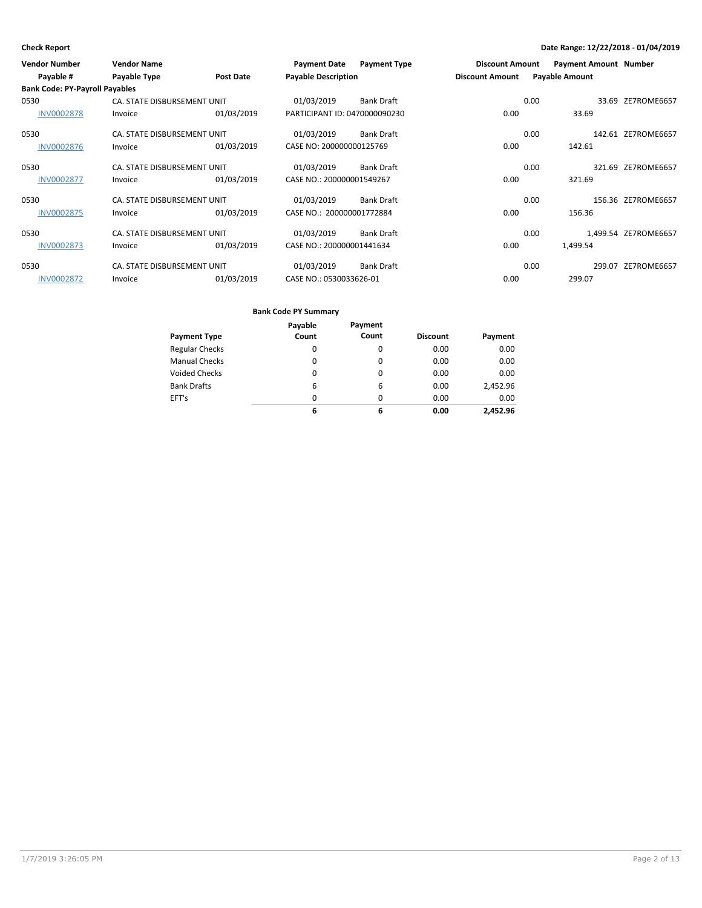**Check Report**

**Date Range: 12/22/2018 - 01/04/2019**

| Vendor Number | Vendor Name | | Payment Date | Payment Type | Discount Amount | Payment Amount | Number |
|---|---|---|---|---|---|---|---|
| Payable # | Payable Type | Post Date | Payable Description | | Discount Amount | Payable Amount | |
| **Bank Code: PY-Payroll Payables** | | | | | | | |
| 0530 | CA. STATE DISBURSEMENT UNIT | | 01/03/2019 | Bank Draft | 0.00 | 33.69 | ZE7ROME6657 |
| INV0002878 | Invoice | 01/03/2019 | PARTICIPANT ID: 0470000090230 | | 0.00 | 33.69 | |
| 0530 | CA. STATE DISBURSEMENT UNIT | | 01/03/2019 | Bank Draft | 0.00 | 142.61 | ZE7ROME6657 |
| INV0002876 | Invoice | 01/03/2019 | CASE NO: 200000000125769 | | 0.00 | 142.61 | |
| 0530 | CA. STATE DISBURSEMENT UNIT | | 01/03/2019 | Bank Draft | 0.00 | 321.69 | ZE7ROME6657 |
| INV0002877 | Invoice | 01/03/2019 | CASE NO.: 200000001549267 | | 0.00 | 321.69 | |
| 0530 | CA. STATE DISBURSEMENT UNIT | | 01/03/2019 | Bank Draft | 0.00 | 156.36 | ZE7ROME6657 |
| INV0002875 | Invoice | 01/03/2019 | CASE NO.: 200000001772884 | | 0.00 | 156.36 | |
| 0530 | CA. STATE DISBURSEMENT UNIT | | 01/03/2019 | Bank Draft | 0.00 | 1,499.54 | ZE7ROME6657 |
| INV0002873 | Invoice | 01/03/2019 | CASE NO.: 200000001441634 | | 0.00 | 1,499.54 | |
| 0530 | CA. STATE DISBURSEMENT UNIT | | 01/03/2019 | Bank Draft | 0.00 | 299.07 | ZE7ROME6657 |
| INV0002872 | Invoice | 01/03/2019 | CASE NO.: 0530033626-01 | | 0.00 | 299.07 | |

**Bank Code PY Summary**

| Payment Type | Payable Count | Payment Count | Discount | Payment |
|---|---|---|---|---|
| Regular Checks | 0 | 0 | 0.00 | 0.00 |
| Manual Checks | 0 | 0 | 0.00 | 0.00 |
| Voided Checks | 0 | 0 | 0.00 | 0.00 |
| Bank Drafts | 6 | 6 | 0.00 | 2,452.96 |
| EFT's | 0 | 0 | 0.00 | 0.00 |
| | **6** | **6** | **0.00** | **2,452.96** |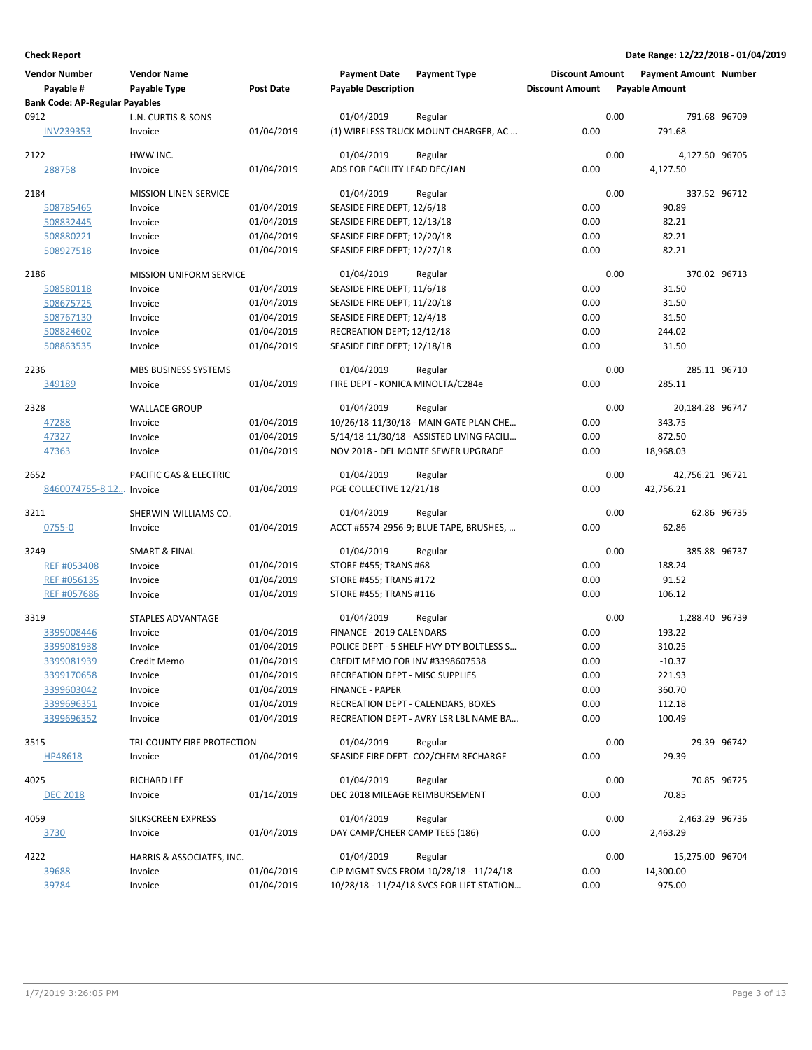**Check Report** Date Range: 12/22/2018 - 01/04/2019

| Vendor Number / Payable # | Vendor Name / Payable Type | Post Date | Payment Date / Payable Description | Payment Type | Discount Amount / Discount Amount | Payment Amount / Payable Amount | Number |
|---|---|---|---|---|---|---|---|
| **Bank Code: AP-Regular Payables** | | | | | | | |
| 0912 | L.N. CURTIS & SONS | | 01/04/2019 | Regular | 0.00 | 791.68 | 96709 |
| INV239353 | Invoice | 01/04/2019 | (1) WIRELESS TRUCK MOUNT CHARGER, AC … | | 0.00 | 791.68 | |
| 2122 | HWW INC. | | 01/04/2019 | Regular | 0.00 | 4,127.50 | 96705 |
| 288758 | Invoice | 01/04/2019 | ADS FOR FACILITY LEAD DEC/JAN | | 0.00 | 4,127.50 | |
| 2184 | MISSION LINEN SERVICE | | 01/04/2019 | Regular | 0.00 | 337.52 | 96712 |
| 508785465 | Invoice | 01/04/2019 | SEASIDE FIRE DEPT; 12/6/18 | | 0.00 | 90.89 | |
| 508832445 | Invoice | 01/04/2019 | SEASIDE FIRE DEPT; 12/13/18 | | 0.00 | 82.21 | |
| 508880221 | Invoice | 01/04/2019 | SEASIDE FIRE DEPT; 12/20/18 | | 0.00 | 82.21 | |
| 508927518 | Invoice | 01/04/2019 | SEASIDE FIRE DEPT; 12/27/18 | | 0.00 | 82.21 | |
| 2186 | MISSION UNIFORM SERVICE | | 01/04/2019 | Regular | 0.00 | 370.02 | 96713 |
| 508580118 | Invoice | 01/04/2019 | SEASIDE FIRE DEPT; 11/6/18 | | 0.00 | 31.50 | |
| 508675725 | Invoice | 01/04/2019 | SEASIDE FIRE DEPT; 11/20/18 | | 0.00 | 31.50 | |
| 508767130 | Invoice | 01/04/2019 | SEASIDE FIRE DEPT; 12/4/18 | | 0.00 | 31.50 | |
| 508824602 | Invoice | 01/04/2019 | RECREATION DEPT; 12/12/18 | | 0.00 | 244.02 | |
| 508863535 | Invoice | 01/04/2019 | SEASIDE FIRE DEPT; 12/18/18 | | 0.00 | 31.50 | |
| 2236 | MBS BUSINESS SYSTEMS | | 01/04/2019 | Regular | 0.00 | 285.11 | 96710 |
| 349189 | Invoice | 01/04/2019 | FIRE DEPT - KONICA MINOLTA/C284e | | 0.00 | 285.11 | |
| 2328 | WALLACE GROUP | | 01/04/2019 | Regular | 0.00 | 20,184.28 | 96747 |
| 47288 | Invoice | 01/04/2019 | 10/26/18-11/30/18 - MAIN GATE PLAN CHE… | | 0.00 | 343.75 | |
| 47327 | Invoice | 01/04/2019 | 5/14/18-11/30/18 - ASSISTED LIVING FACILI… | | 0.00 | 872.50 | |
| 47363 | Invoice | 01/04/2019 | NOV 2018 - DEL MONTE SEWER UPGRADE | | 0.00 | 18,968.03 | |
| 2652 | PACIFIC GAS & ELECTRIC | | 01/04/2019 | Regular | 0.00 | 42,756.21 | 96721 |
| 8460074755-8 12… | Invoice | 01/04/2019 | PGE COLLECTIVE 12/21/18 | | 0.00 | 42,756.21 | |
| 3211 | SHERWIN-WILLIAMS CO. | | 01/04/2019 | Regular | 0.00 | 62.86 | 96735 |
| 0755-0 | Invoice | 01/04/2019 | ACCT #6574-2956-9; BLUE TAPE, BRUSHES, … | | 0.00 | 62.86 | |
| 3249 | SMART & FINAL | | 01/04/2019 | Regular | 0.00 | 385.88 | 96737 |
| REF #053408 | Invoice | 01/04/2019 | STORE #455; TRANS #68 | | 0.00 | 188.24 | |
| REF #056135 | Invoice | 01/04/2019 | STORE #455; TRANS #172 | | 0.00 | 91.52 | |
| REF #057686 | Invoice | 01/04/2019 | STORE #455; TRANS #116 | | 0.00 | 106.12 | |
| 3319 | STAPLES ADVANTAGE | | 01/04/2019 | Regular | 0.00 | 1,288.40 | 96739 |
| 3399008446 | Invoice | 01/04/2019 | FINANCE - 2019 CALENDARS | | 0.00 | 193.22 | |
| 3399081938 | Invoice | 01/04/2019 | POLICE DEPT - 5 SHELF HVY DTY BOLTLESS S… | | 0.00 | 310.25 | |
| 3399081939 | Credit Memo | 01/04/2019 | CREDIT MEMO FOR INV #3398607538 | | 0.00 | -10.37 | |
| 3399170658 | Invoice | 01/04/2019 | RECREATION DEPT - MISC SUPPLIES | | 0.00 | 221.93 | |
| 3399603042 | Invoice | 01/04/2019 | FINANCE - PAPER | | 0.00 | 360.70 | |
| 3399696351 | Invoice | 01/04/2019 | RECREATION DEPT - CALENDARS, BOXES | | 0.00 | 112.18 | |
| 3399696352 | Invoice | 01/04/2019 | RECREATION DEPT - AVRY LSR LBL NAME BA… | | 0.00 | 100.49 | |
| 3515 | TRI-COUNTY FIRE PROTECTION | | 01/04/2019 | Regular | 0.00 | 29.39 | 96742 |
| HP48618 | Invoice | 01/04/2019 | SEASIDE FIRE DEPT- CO2/CHEM RECHARGE | | 0.00 | 29.39 | |
| 4025 | RICHARD LEE | | 01/04/2019 | Regular | 0.00 | 70.85 | 96725 |
| DEC 2018 | Invoice | 01/14/2019 | DEC 2018 MILEAGE REIMBURSEMENT | | 0.00 | 70.85 | |
| 4059 | SILKSCREEN EXPRESS | | 01/04/2019 | Regular | 0.00 | 2,463.29 | 96736 |
| 3730 | Invoice | 01/04/2019 | DAY CAMP/CHEER CAMP TEES (186) | | 0.00 | 2,463.29 | |
| 4222 | HARRIS & ASSOCIATES, INC. | | 01/04/2019 | Regular | 0.00 | 15,275.00 | 96704 |
| 39688 | Invoice | 01/04/2019 | CIP MGMT SVCS FROM 10/28/18 - 11/24/18 | | 0.00 | 14,300.00 | |
| 39784 | Invoice | 01/04/2019 | 10/28/18 - 11/24/18 SVCS FOR LIFT STATION… | | 0.00 | 975.00 | |

1/7/2019 3:26:05 PM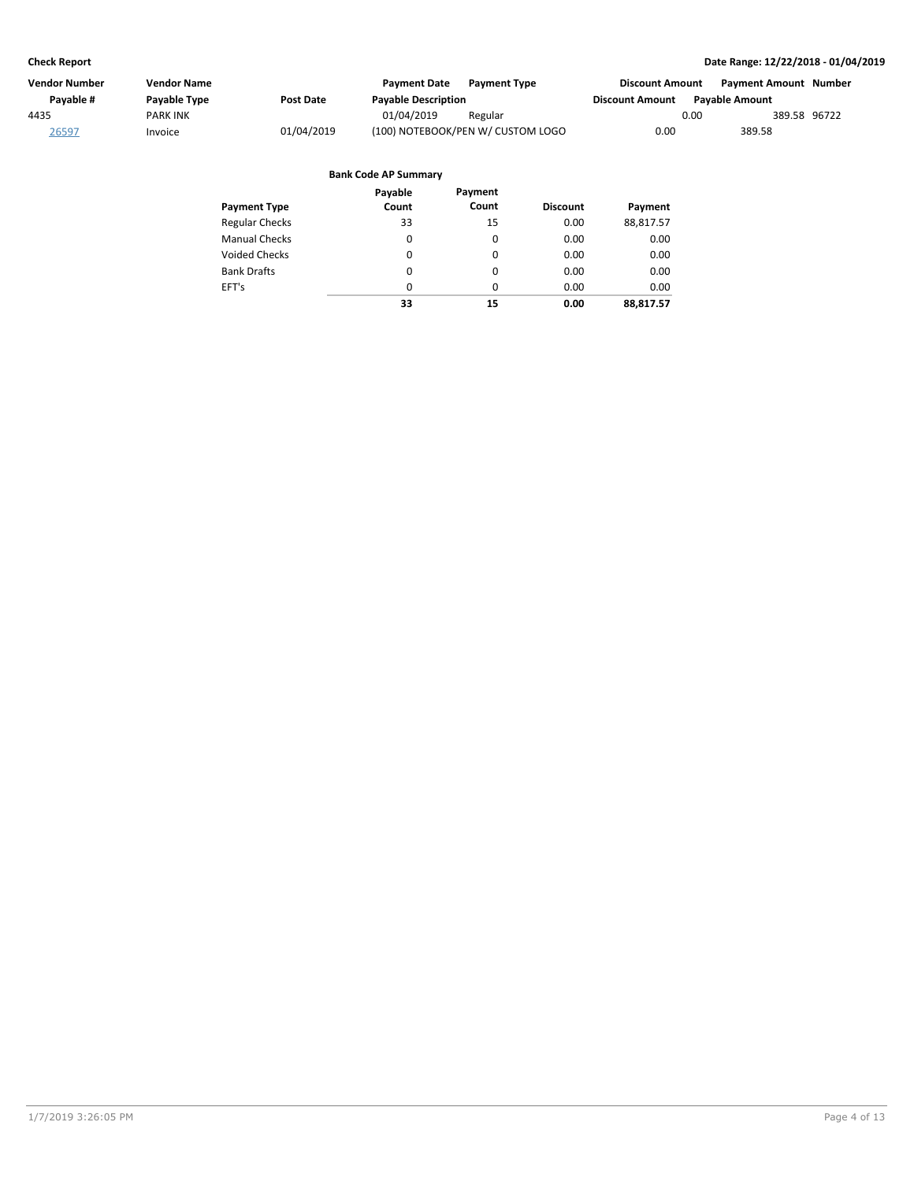**Check Report** | **Date Range: 12/22/2018 - 01/04/2019**

| Vendor Number | Vendor Name | | Payment Date | Payment Type | Discount Amount | Payment Amount | Number |
|---|---|---|---|---|---|---|---|
| Payable # | Payable Type | Post Date | Payable Description | | Discount Amount | Payable Amount | |
| 4435 | PARK INK | | 01/04/2019 | Regular | 0.00 | 389.58 | 96722 |
| 26597 | Invoice | 01/04/2019 | (100) NOTEBOOK/PEN W/ CUSTOM LOGO | | 0.00 | 389.58 | |

**Bank Code AP Summary**

| Payment Type | Payable Count | Payment Count | Discount | Payment |
|---|---|---|---|---|
| Regular Checks | 33 | 15 | 0.00 | 88,817.57 |
| Manual Checks | 0 | 0 | 0.00 | 0.00 |
| Voided Checks | 0 | 0 | 0.00 | 0.00 |
| Bank Drafts | 0 | 0 | 0.00 | 0.00 |
| EFT's | 0 | 0 | 0.00 | 0.00 |
| | **33** | **15** | **0.00** | **88,817.57** |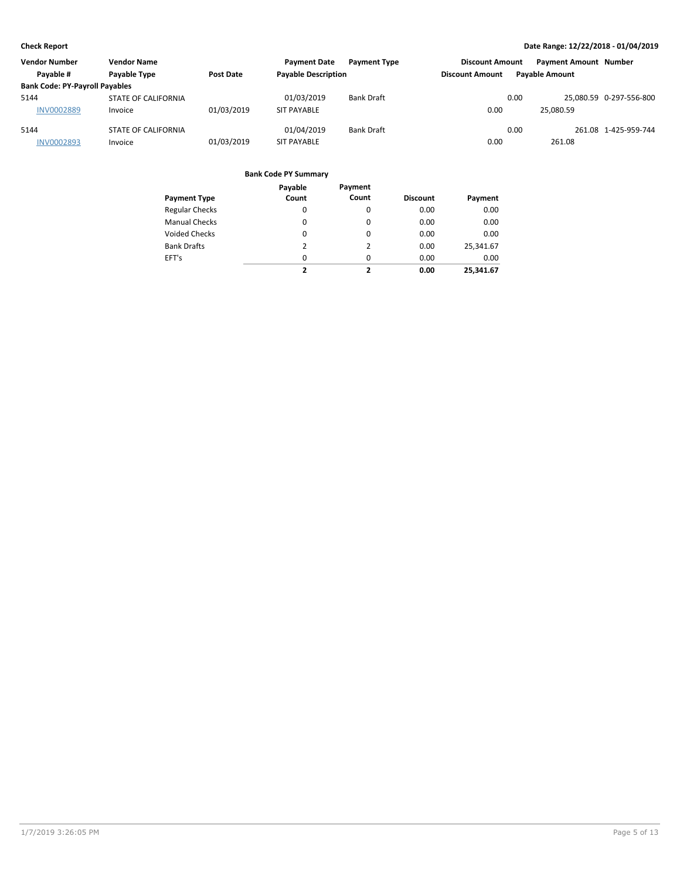**Check Report** **Date Range: 12/22/2018 - 01/04/2019**

| Vendor Number | Vendor Name | | Payment Date | Payment Type | Discount Amount | Payment Amount | Number |
|---|---|---|---|---|---|---|---|
| Payable # | Payable Type | Post Date | Payable Description | | Discount Amount | Payable Amount | |
| **Bank Code: PY-Payroll Payables** | | | | | | | |
| 5144 | STATE OF CALIFORNIA | | 01/03/2019 | Bank Draft | 0.00 | 25,080.59 | 0-297-556-800 |
| INV0002889 | Invoice | 01/03/2019 | SIT PAYABLE | | 0.00 | 25,080.59 | |
| 5144 | STATE OF CALIFORNIA | | 01/04/2019 | Bank Draft | 0.00 | 261.08 | 1-425-959-744 |
| INV0002893 | Invoice | 01/03/2019 | SIT PAYABLE | | 0.00 | 261.08 | |

**Bank Code PY Summary**

| Payment Type | Payable Count | Payment Count | Discount | Payment |
|---|---|---|---|---|
| Regular Checks | 0 | 0 | 0.00 | 0.00 |
| Manual Checks | 0 | 0 | 0.00 | 0.00 |
| Voided Checks | 0 | 0 | 0.00 | 0.00 |
| Bank Drafts | 2 | 2 | 0.00 | 25,341.67 |
| EFT's | 0 | 0 | 0.00 | 0.00 |
| | **2** | **2** | **0.00** | **25,341.67** |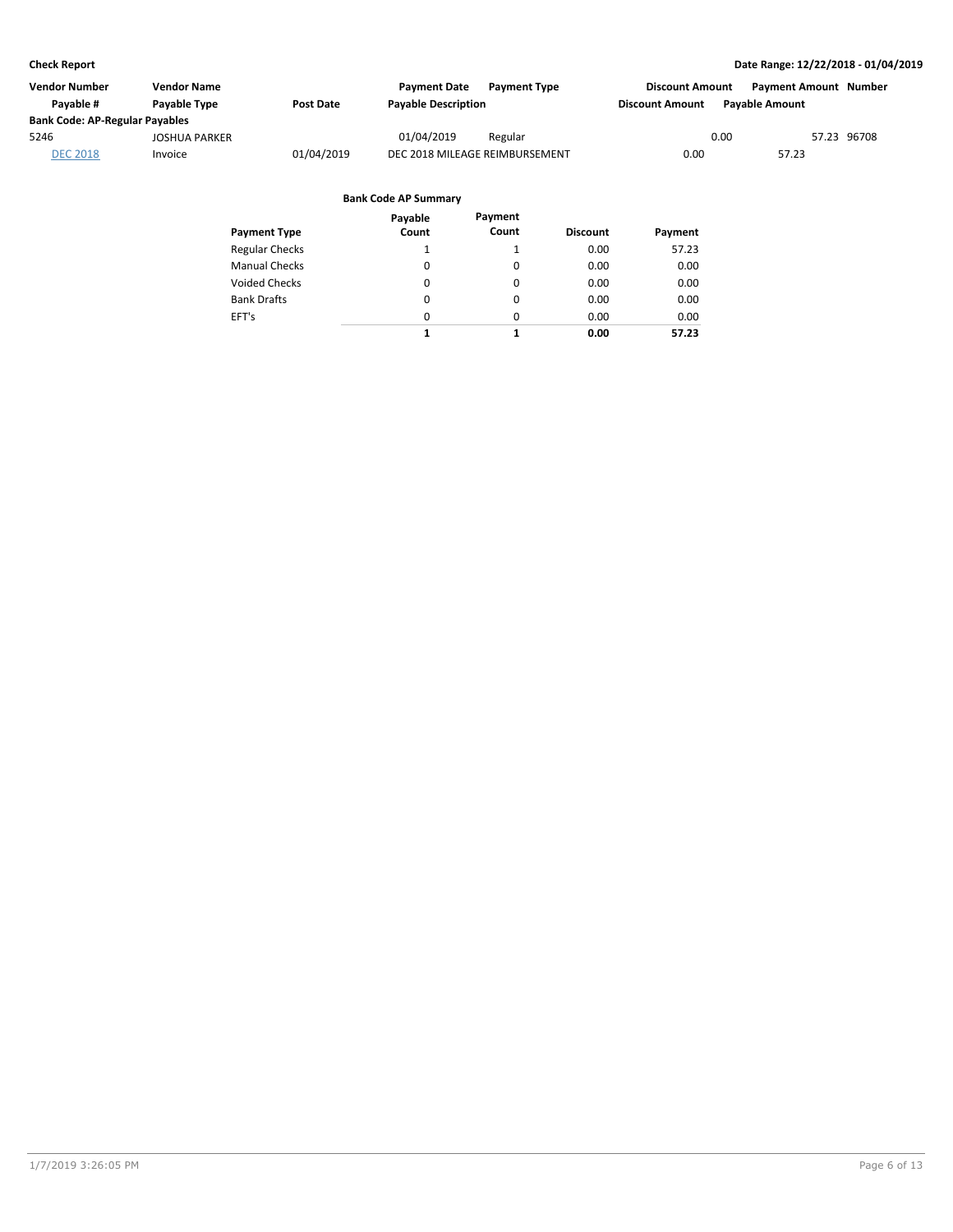**Check Report**

**Date Range: 12/22/2018 - 01/04/2019**

| Vendor Number | Vendor Name | | Payment Date | Payment Type | Discount Amount | Payment Amount | Number |
|---|---|---|---|---|---|---|---|
| Payable # | Payable Type | Post Date | Payable Description | | Discount Amount | Payable Amount | |
| **Bank Code: AP-Regular Payables** | | | | | | | |
| 5246 | JOSHUA PARKER | | 01/04/2019 | Regular | 0.00 | 57.23 | 96708 |
| DEC 2018 | Invoice | 01/04/2019 | DEC 2018 MILEAGE REIMBURSEMENT | | 0.00 | 57.23 | |

**Bank Code AP Summary**

| Payment Type | Payable Count | Payment Count | Discount | Payment |
|---|---|---|---|---|
| Regular Checks | 1 | 1 | 0.00 | 57.23 |
| Manual Checks | 0 | 0 | 0.00 | 0.00 |
| Voided Checks | 0 | 0 | 0.00 | 0.00 |
| Bank Drafts | 0 | 0 | 0.00 | 0.00 |
| EFT's | 0 | 0 | 0.00 | 0.00 |
| | **1** | **1** | **0.00** | **57.23** |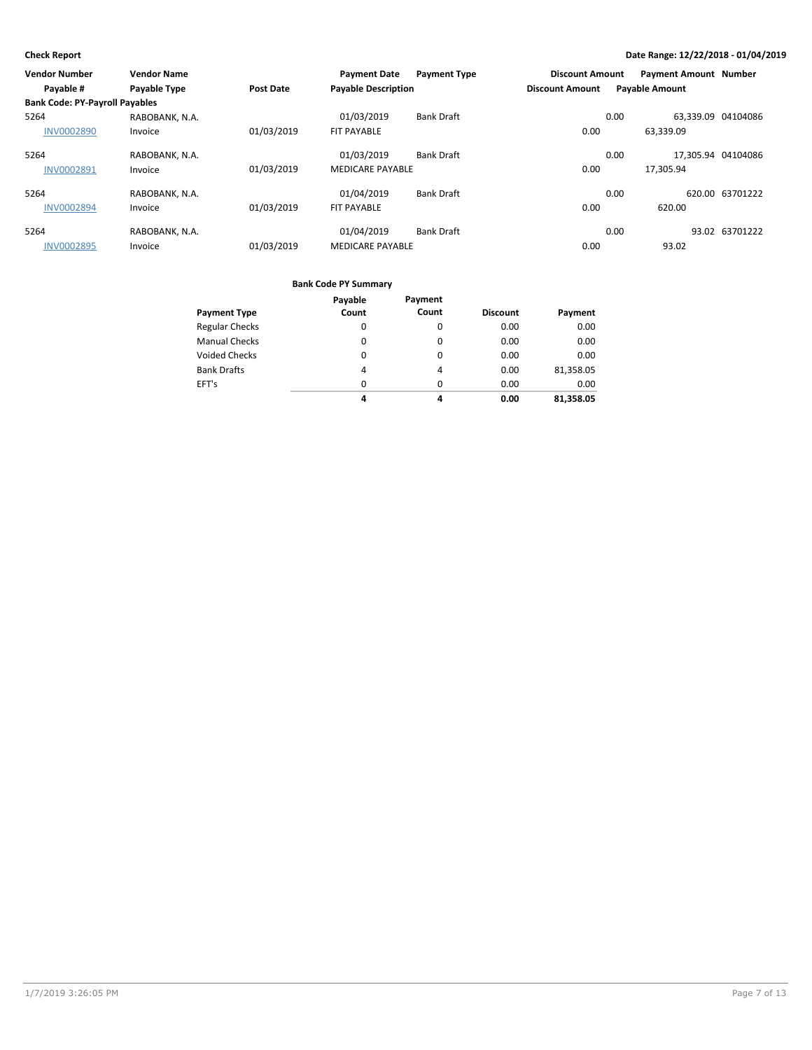**Check Report** — Date Range: 12/22/2018 - 01/04/2019

| Vendor Number / Payable # | Vendor Name / Payable Type | Post Date | Payment Date / Payable Description | Payment Type | Discount Amount | Payment Amount | Number |
|---|---|---|---|---|---|---|---|
| **Bank Code: PY-Payroll Payables** | | | | | | | |
| 5264 | RABOBANK, N.A. | | 01/03/2019 | Bank Draft | 0.00 | 63,339.09 | 04104086 |
| INV0002890 | Invoice | 01/03/2019 | FIT PAYABLE | | 0.00 | 63,339.09 | |
| 5264 | RABOBANK, N.A. | | 01/03/2019 | Bank Draft | 0.00 | 17,305.94 | 04104086 |
| INV0002891 | Invoice | 01/03/2019 | MEDICARE PAYABLE | | 0.00 | 17,305.94 | |
| 5264 | RABOBANK, N.A. | | 01/04/2019 | Bank Draft | 0.00 | 620.00 | 63701222 |
| INV0002894 | Invoice | 01/03/2019 | FIT PAYABLE | | 0.00 | 620.00 | |
| 5264 | RABOBANK, N.A. | | 01/04/2019 | Bank Draft | 0.00 | 93.02 | 63701222 |
| INV0002895 | Invoice | 01/03/2019 | MEDICARE PAYABLE | | 0.00 | 93.02 | |

**Bank Code PY Summary**

| Payment Type | Payable Count | Payment Count | Discount | Payment |
|---|---|---|---|---|
| Regular Checks | 0 | 0 | 0.00 | 0.00 |
| Manual Checks | 0 | 0 | 0.00 | 0.00 |
| Voided Checks | 0 | 0 | 0.00 | 0.00 |
| Bank Drafts | 4 | 4 | 0.00 | 81,358.05 |
| EFT's | 0 | 0 | 0.00 | 0.00 |
| | **4** | **4** | **0.00** | **81,358.05** |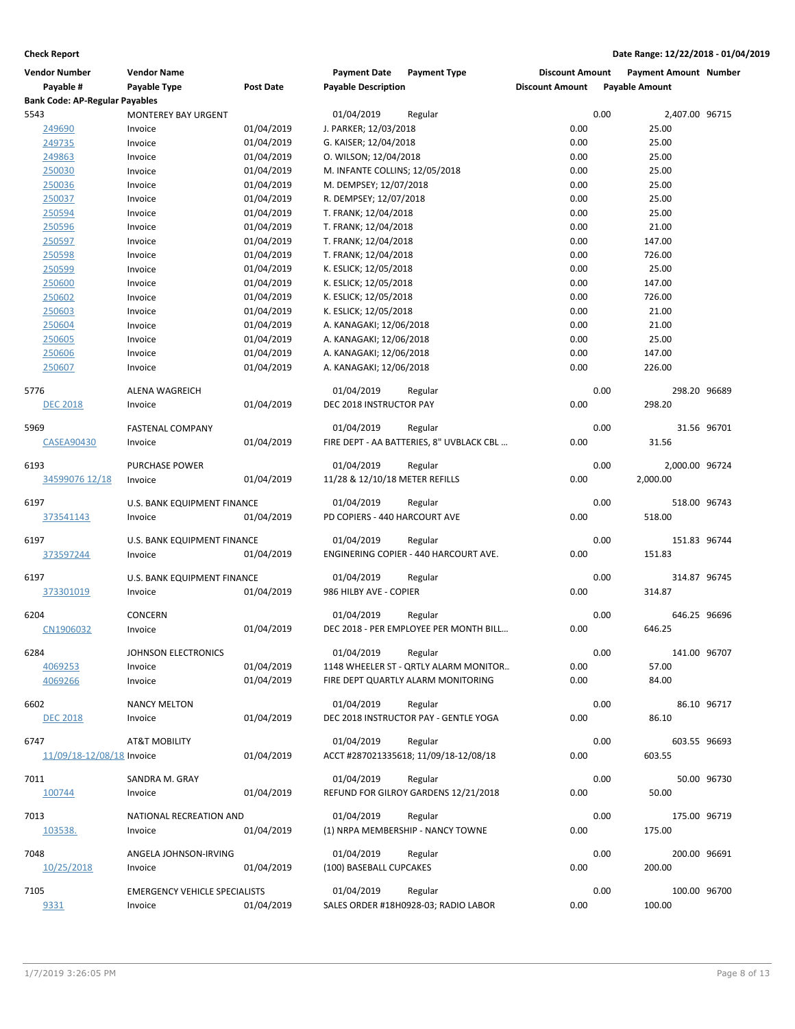**Check Report**

**Date Range: 12/22/2018 - 01/04/2019**

| Vendor Number | Vendor Name | | Payment Date | Payment Type | Discount Amount | Payment Amount | Number |
|---|---|---|---|---|---|---|---|
| Payable # | Payable Type | Post Date | Payable Description | | Discount Amount | Payable Amount | |
| **Bank Code: AP-Regular Payables** | | | | | | | |
| 5543 | MONTEREY BAY URGENT | | 01/04/2019 | Regular | 0.00 | 2,407.00 | 96715 |
| 249690 | Invoice | 01/04/2019 | J. PARKER; 12/03/2018 | | 0.00 | 25.00 | |
| 249735 | Invoice | 01/04/2019 | G. KAISER; 12/04/2018 | | 0.00 | 25.00 | |
| 249863 | Invoice | 01/04/2019 | O. WILSON; 12/04/2018 | | 0.00 | 25.00 | |
| 250030 | Invoice | 01/04/2019 | M. INFANTE COLLINS; 12/05/2018 | | 0.00 | 25.00 | |
| 250036 | Invoice | 01/04/2019 | M. DEMPSEY; 12/07/2018 | | 0.00 | 25.00 | |
| 250037 | Invoice | 01/04/2019 | R. DEMPSEY; 12/07/2018 | | 0.00 | 25.00 | |
| 250594 | Invoice | 01/04/2019 | T. FRANK; 12/04/2018 | | 0.00 | 25.00 | |
| 250596 | Invoice | 01/04/2019 | T. FRANK; 12/04/2018 | | 0.00 | 21.00 | |
| 250597 | Invoice | 01/04/2019 | T. FRANK; 12/04/2018 | | 0.00 | 147.00 | |
| 250598 | Invoice | 01/04/2019 | T. FRANK; 12/04/2018 | | 0.00 | 726.00 | |
| 250599 | Invoice | 01/04/2019 | K. ESLICK; 12/05/2018 | | 0.00 | 25.00 | |
| 250600 | Invoice | 01/04/2019 | K. ESLICK; 12/05/2018 | | 0.00 | 147.00 | |
| 250602 | Invoice | 01/04/2019 | K. ESLICK; 12/05/2018 | | 0.00 | 726.00 | |
| 250603 | Invoice | 01/04/2019 | K. ESLICK; 12/05/2018 | | 0.00 | 21.00 | |
| 250604 | Invoice | 01/04/2019 | A. KANAGAKI; 12/06/2018 | | 0.00 | 21.00 | |
| 250605 | Invoice | 01/04/2019 | A. KANAGAKI; 12/06/2018 | | 0.00 | 25.00 | |
| 250606 | Invoice | 01/04/2019 | A. KANAGAKI; 12/06/2018 | | 0.00 | 147.00 | |
| 250607 | Invoice | 01/04/2019 | A. KANAGAKI; 12/06/2018 | | 0.00 | 226.00 | |
| 5776 | ALENA WAGREICH | | 01/04/2019 | Regular | 0.00 | 298.20 | 96689 |
| DEC 2018 | Invoice | 01/04/2019 | DEC 2018 INSTRUCTOR PAY | | 0.00 | 298.20 | |
| 5969 | FASTENAL COMPANY | | 01/04/2019 | Regular | 0.00 | 31.56 | 96701 |
| CASEA90430 | Invoice | 01/04/2019 | FIRE DEPT - AA BATTERIES, 8" UVBLACK CBL ... | | 0.00 | 31.56 | |
| 6193 | PURCHASE POWER | | 01/04/2019 | Regular | 0.00 | 2,000.00 | 96724 |
| 34599076 12/18 | Invoice | 01/04/2019 | 11/28 & 12/10/18 METER REFILLS | | 0.00 | 2,000.00 | |
| 6197 | U.S. BANK EQUIPMENT FINANCE | | 01/04/2019 | Regular | 0.00 | 518.00 | 96743 |
| 373541143 | Invoice | 01/04/2019 | PD COPIERS - 440 HARCOURT AVE | | 0.00 | 518.00 | |
| 6197 | U.S. BANK EQUIPMENT FINANCE | | 01/04/2019 | Regular | 0.00 | 151.83 | 96744 |
| 373597244 | Invoice | 01/04/2019 | ENGINERING COPIER - 440 HARCOURT AVE. | | 0.00 | 151.83 | |
| 6197 | U.S. BANK EQUIPMENT FINANCE | | 01/04/2019 | Regular | 0.00 | 314.87 | 96745 |
| 373301019 | Invoice | 01/04/2019 | 986 HILBY AVE - COPIER | | 0.00 | 314.87 | |
| 6204 | CONCERN | | 01/04/2019 | Regular | 0.00 | 646.25 | 96696 |
| CN1906032 | Invoice | 01/04/2019 | DEC 2018 - PER EMPLOYEE PER MONTH BILL... | | 0.00 | 646.25 | |
| 6284 | JOHNSON ELECTRONICS | | 01/04/2019 | Regular | 0.00 | 141.00 | 96707 |
| 4069253 | Invoice | 01/04/2019 | 1148 WHEELER ST - QRTLY ALARM MONITOR... | | 0.00 | 57.00 | |
| 4069266 | Invoice | 01/04/2019 | FIRE DEPT QUARTLY ALARM MONITORING | | 0.00 | 84.00 | |
| 6602 | NANCY MELTON | | 01/04/2019 | Regular | 0.00 | 86.10 | 96717 |
| DEC 2018 | Invoice | 01/04/2019 | DEC 2018 INSTRUCTOR PAY - GENTLE YOGA | | 0.00 | 86.10 | |
| 6747 | AT&T MOBILITY | | 01/04/2019 | Regular | 0.00 | 603.55 | 96693 |
| 11/09/18-12/08/18 | Invoice | 01/04/2019 | ACCT #287021335618; 11/09/18-12/08/18 | | 0.00 | 603.55 | |
| 7011 | SANDRA M. GRAY | | 01/04/2019 | Regular | 0.00 | 50.00 | 96730 |
| 100744 | Invoice | 01/04/2019 | REFUND FOR GILROY GARDENS 12/21/2018 | | 0.00 | 50.00 | |
| 7013 | NATIONAL RECREATION AND | | 01/04/2019 | Regular | 0.00 | 175.00 | 96719 |
| 103538. | Invoice | 01/04/2019 | (1) NRPA MEMBERSHIP - NANCY TOWNE | | 0.00 | 175.00 | |
| 7048 | ANGELA JOHNSON-IRVING | | 01/04/2019 | Regular | 0.00 | 200.00 | 96691 |
| 10/25/2018 | Invoice | 01/04/2019 | (100) BASEBALL CUPCAKES | | 0.00 | 200.00 | |
| 7105 | EMERGENCY VEHICLE SPECIALISTS | | 01/04/2019 | Regular | 0.00 | 100.00 | 96700 |
| 9331 | Invoice | 01/04/2019 | SALES ORDER #18H0928-03; RADIO LABOR | | 0.00 | 100.00 | |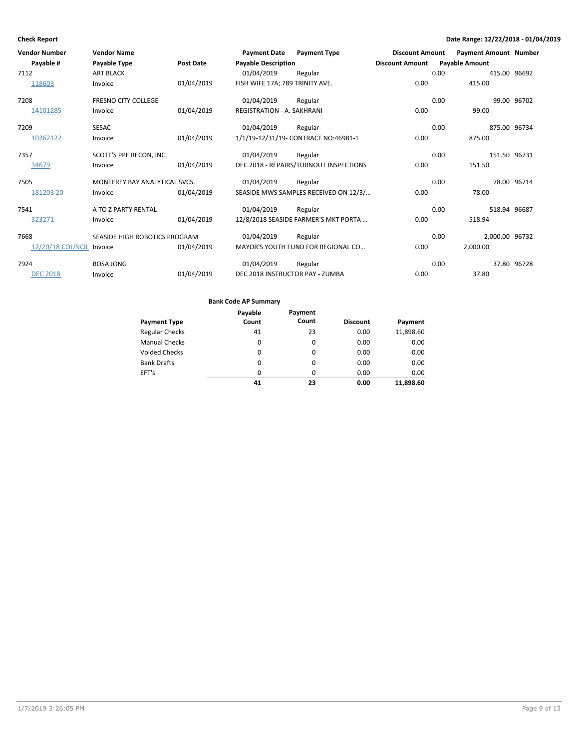**Check Report**

**Date Range: 12/22/2018 - 01/04/2019**

| Vendor Number | Vendor Name | | Payment Date | Payment Type | Discount Amount | Payment Amount | Number |
|---|---|---|---|---|---|---|---|
| Payable # | Payable Type | Post Date | Payable Description | | Discount Amount | Payable Amount | |
| 7112 | ART BLACK | | 01/04/2019 | Regular | 0.00 | 415.00 | 96692 |
| 118603 | Invoice | 01/04/2019 | FISH WIFE 17A; 789 TRINITY AVE. | | 0.00 | 415.00 | |
| 7208 | FRESNO CITY COLLEGE | | 01/04/2019 | Regular | 0.00 | 99.00 | 96702 |
| 14101285 | Invoice | 01/04/2019 | REGISTRATION - A. SAKHRANI | | 0.00 | 99.00 | |
| 7209 | SESAC | | 01/04/2019 | Regular | 0.00 | 875.00 | 96734 |
| 10262122 | Invoice | 01/04/2019 | 1/1/19-12/31/19- CONTRACT NO:46981-1 | | 0.00 | 875.00 | |
| 7357 | SCOTT'S PPE RECON, INC. | | 01/04/2019 | Regular | 0.00 | 151.50 | 96731 |
| 34679 | Invoice | 01/04/2019 | DEC 2018 - REPAIRS/TURNOUT INSPECTIONS | | 0.00 | 151.50 | |
| 7505 | MONTEREY BAY ANALYTICAL SVCS. | | 01/04/2019 | Regular | 0.00 | 78.00 | 96714 |
| 181203 20 | Invoice | 01/04/2019 | SEASIDE MWS SAMPLES RECEIVED ON 12/3/... | | 0.00 | 78.00 | |
| 7541 | A TO Z PARTY RENTAL | | 01/04/2019 | Regular | 0.00 | 518.94 | 96687 |
| 323271 | Invoice | 01/04/2019 | 12/8/2018 SEASIDE FARMER'S MKT PORTA ... | | 0.00 | 518.94 | |
| 7668 | SEASIDE HIGH ROBOTICS PROGRAM | | 01/04/2019 | Regular | 0.00 | 2,000.00 | 96732 |
| 12/20/18 COUNCIL | Invoice | 01/04/2019 | MAYOR'S YOUTH FUND FOR REGIONAL CO... | | 0.00 | 2,000.00 | |
| 7924 | ROSA JONG | | 01/04/2019 | Regular | 0.00 | 37.80 | 96728 |
| DEC 2018 | Invoice | 01/04/2019 | DEC 2018 INSTRUCTOR PAY - ZUMBA | | 0.00 | 37.80 | |

**Bank Code AP Summary**

| Payment Type | Payable Count | Payment Count | Discount | Payment |
|---|---|---|---|---|
| Regular Checks | 41 | 23 | 0.00 | 11,898.60 |
| Manual Checks | 0 | 0 | 0.00 | 0.00 |
| Voided Checks | 0 | 0 | 0.00 | 0.00 |
| Bank Drafts | 0 | 0 | 0.00 | 0.00 |
| EFT's | 0 | 0 | 0.00 | 0.00 |
| | **41** | **23** | **0.00** | **11,898.60** |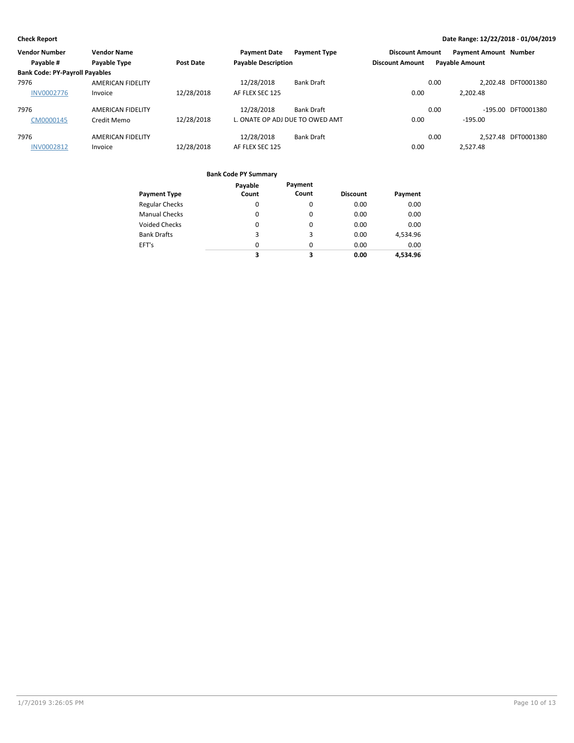**Check Report**

**Date Range: 12/22/2018 - 01/04/2019**

| Vendor Number | Vendor Name | | Payment Date | Payment Type | Discount Amount | Payment Amount | Number |
|---|---|---|---|---|---|---|---|
| Payable # | Payable Type | Post Date | Payable Description | | Discount Amount | Payable Amount | |
| **Bank Code: PY-Payroll Payables** | | | | | | | |
| 7976 | AMERICAN FIDELITY | | 12/28/2018 | Bank Draft | 0.00 | 2,202.48 | DFT0001380 |
| INV0002776 | Invoice | 12/28/2018 | AF FLEX SEC 125 | | 0.00 | 2,202.48 | |
| 7976 | AMERICAN FIDELITY | | 12/28/2018 | Bank Draft | 0.00 | -195.00 | DFT0001380 |
| CM0000145 | Credit Memo | 12/28/2018 | L. ONATE OP ADJ DUE TO OWED AMT | | 0.00 | -195.00 | |
| 7976 | AMERICAN FIDELITY | | 12/28/2018 | Bank Draft | 0.00 | 2,527.48 | DFT0001380 |
| INV0002812 | Invoice | 12/28/2018 | AF FLEX SEC 125 | | 0.00 | 2,527.48 | |

**Bank Code PY Summary**

| Payment Type | Payable Count | Payment Count | Discount | Payment |
|---|---|---|---|---|
| Regular Checks | 0 | 0 | 0.00 | 0.00 |
| Manual Checks | 0 | 0 | 0.00 | 0.00 |
| Voided Checks | 0 | 0 | 0.00 | 0.00 |
| Bank Drafts | 3 | 3 | 0.00 | 4,534.96 |
| EFT's | 0 | 0 | 0.00 | 0.00 |
| | **3** | **3** | **0.00** | **4,534.96** |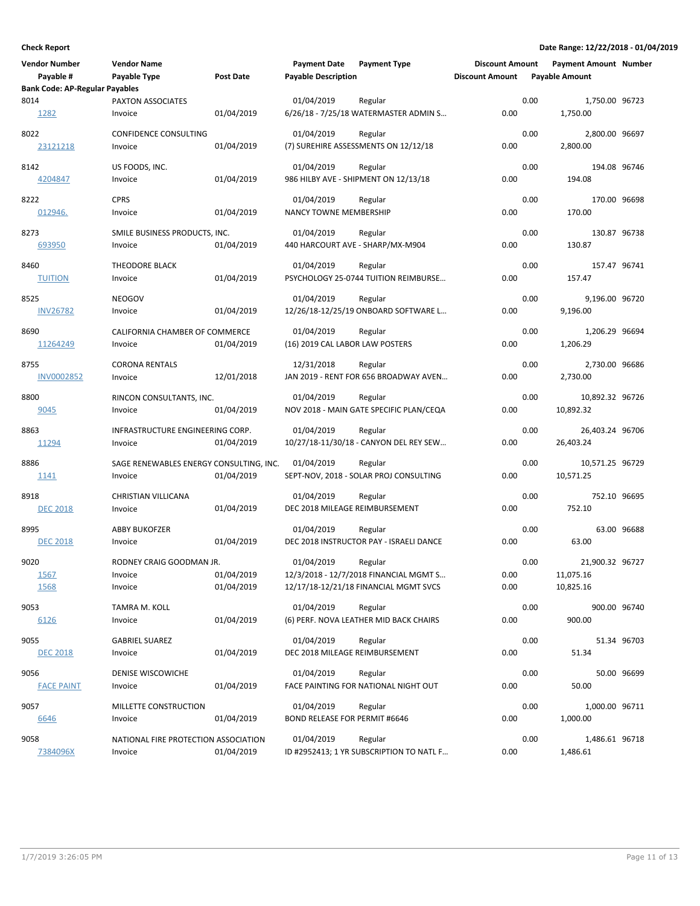**Check Report**

Date Range: 12/22/2018 - 01/04/2019

| Vendor Number | Vendor Name | | Payment Date | Payment Type | Discount Amount | Payment Amount | Number |
|---|---|---|---|---|---|---|---|
| Payable # | Payable Type | Post Date | Payable Description | | Discount Amount | Payable Amount | |
| **Bank Code: AP-Regular Payables** | | | | | | | |
| 8014 | PAXTON ASSOCIATES | | 01/04/2019 | Regular | 0.00 | 1,750.00 | 96723 |
| 1282 | Invoice | 01/04/2019 | 6/26/18 - 7/25/18 WATERMASTER ADMIN S… | | 0.00 | 1,750.00 | |
| 8022 | CONFIDENCE CONSULTING | | 01/04/2019 | Regular | 0.00 | 2,800.00 | 96697 |
| 23121218 | Invoice | 01/04/2019 | (7) SUREHIRE ASSESSMENTS ON 12/12/18 | | 0.00 | 2,800.00 | |
| 8142 | US FOODS, INC. | | 01/04/2019 | Regular | 0.00 | 194.08 | 96746 |
| 4204847 | Invoice | 01/04/2019 | 986 HILBY AVE - SHIPMENT ON 12/13/18 | | 0.00 | 194.08 | |
| 8222 | CPRS | | 01/04/2019 | Regular | 0.00 | 170.00 | 96698 |
| 012946. | Invoice | 01/04/2019 | NANCY TOWNE MEMBERSHIP | | 0.00 | 170.00 | |
| 8273 | SMILE BUSINESS PRODUCTS, INC. | | 01/04/2019 | Regular | 0.00 | 130.87 | 96738 |
| 693950 | Invoice | 01/04/2019 | 440 HARCOURT AVE - SHARP/MX-M904 | | 0.00 | 130.87 | |
| 8460 | THEODORE BLACK | | 01/04/2019 | Regular | 0.00 | 157.47 | 96741 |
| TUITION | Invoice | 01/04/2019 | PSYCHOLOGY 25-0744 TUITION REIMBURSE… | | 0.00 | 157.47 | |
| 8525 | NEOGOV | | 01/04/2019 | Regular | 0.00 | 9,196.00 | 96720 |
| INV26782 | Invoice | 01/04/2019 | 12/26/18-12/25/19 ONBOARD SOFTWARE L… | | 0.00 | 9,196.00 | |
| 8690 | CALIFORNIA CHAMBER OF COMMERCE | | 01/04/2019 | Regular | 0.00 | 1,206.29 | 96694 |
| 11264249 | Invoice | 01/04/2019 | (16) 2019 CAL LABOR LAW POSTERS | | 0.00 | 1,206.29 | |
| 8755 | CORONA RENTALS | | 12/31/2018 | Regular | 0.00 | 2,730.00 | 96686 |
| INV0002852 | Invoice | 12/01/2018 | JAN 2019 - RENT FOR 656 BROADWAY AVEN… | | 0.00 | 2,730.00 | |
| 8800 | RINCON CONSULTANTS, INC. | | 01/04/2019 | Regular | 0.00 | 10,892.32 | 96726 |
| 9045 | Invoice | 01/04/2019 | NOV 2018 - MAIN GATE SPECIFIC PLAN/CEQA | | 0.00 | 10,892.32 | |
| 8863 | INFRASTRUCTURE ENGINEERING CORP. | | 01/04/2019 | Regular | 0.00 | 26,403.24 | 96706 |
| 11294 | Invoice | 01/04/2019 | 10/27/18-11/30/18 - CANYON DEL REY SEW… | | 0.00 | 26,403.24 | |
| 8886 | SAGE RENEWABLES ENERGY CONSULTING, INC. | | 01/04/2019 | Regular | 0.00 | 10,571.25 | 96729 |
| 1141 | Invoice | 01/04/2019 | SEPT-NOV, 2018 - SOLAR PROJ CONSULTING | | 0.00 | 10,571.25 | |
| 8918 | CHRISTIAN VILLICANA | | 01/04/2019 | Regular | 0.00 | 752.10 | 96695 |
| DEC 2018 | Invoice | 01/04/2019 | DEC 2018 MILEAGE REIMBURSEMENT | | 0.00 | 752.10 | |
| 8995 | ABBY BUKOFZER | | 01/04/2019 | Regular | 0.00 | 63.00 | 96688 |
| DEC 2018 | Invoice | 01/04/2019 | DEC 2018 INSTRUCTOR PAY - ISRAELI DANCE | | 0.00 | 63.00 | |
| 9020 | RODNEY CRAIG GOODMAN JR. | | 01/04/2019 | Regular | 0.00 | 21,900.32 | 96727 |
| 1567 | Invoice | 01/04/2019 | 12/3/2018 - 12/7/2018 FINANCIAL MGMT S… | | 0.00 | 11,075.16 | |
| 1568 | Invoice | 01/04/2019 | 12/17/18-12/21/18 FINANCIAL MGMT SVCS | | 0.00 | 10,825.16 | |
| 9053 | TAMRA M. KOLL | | 01/04/2019 | Regular | 0.00 | 900.00 | 96740 |
| 6126 | Invoice | 01/04/2019 | (6) PERF. NOVA LEATHER MID BACK CHAIRS | | 0.00 | 900.00 | |
| 9055 | GABRIEL SUAREZ | | 01/04/2019 | Regular | 0.00 | 51.34 | 96703 |
| DEC 2018 | Invoice | 01/04/2019 | DEC 2018 MILEAGE REIMBURSEMENT | | 0.00 | 51.34 | |
| 9056 | DENISE WISCOWICHE | | 01/04/2019 | Regular | 0.00 | 50.00 | 96699 |
| FACE PAINT | Invoice | 01/04/2019 | FACE PAINTING FOR NATIONAL NIGHT OUT | | 0.00 | 50.00 | |
| 9057 | MILLETTE CONSTRUCTION | | 01/04/2019 | Regular | 0.00 | 1,000.00 | 96711 |
| 6646 | Invoice | 01/04/2019 | BOND RELEASE FOR PERMIT #6646 | | 0.00 | 1,000.00 | |
| 9058 | NATIONAL FIRE PROTECTION ASSOCIATION | | 01/04/2019 | Regular | 0.00 | 1,486.61 | 96718 |
| 7384096X | Invoice | 01/04/2019 | ID #2952413; 1 YR SUBSCRIPTION TO NATL F… | | 0.00 | 1,486.61 | |

1/7/2019 3:26:05 PM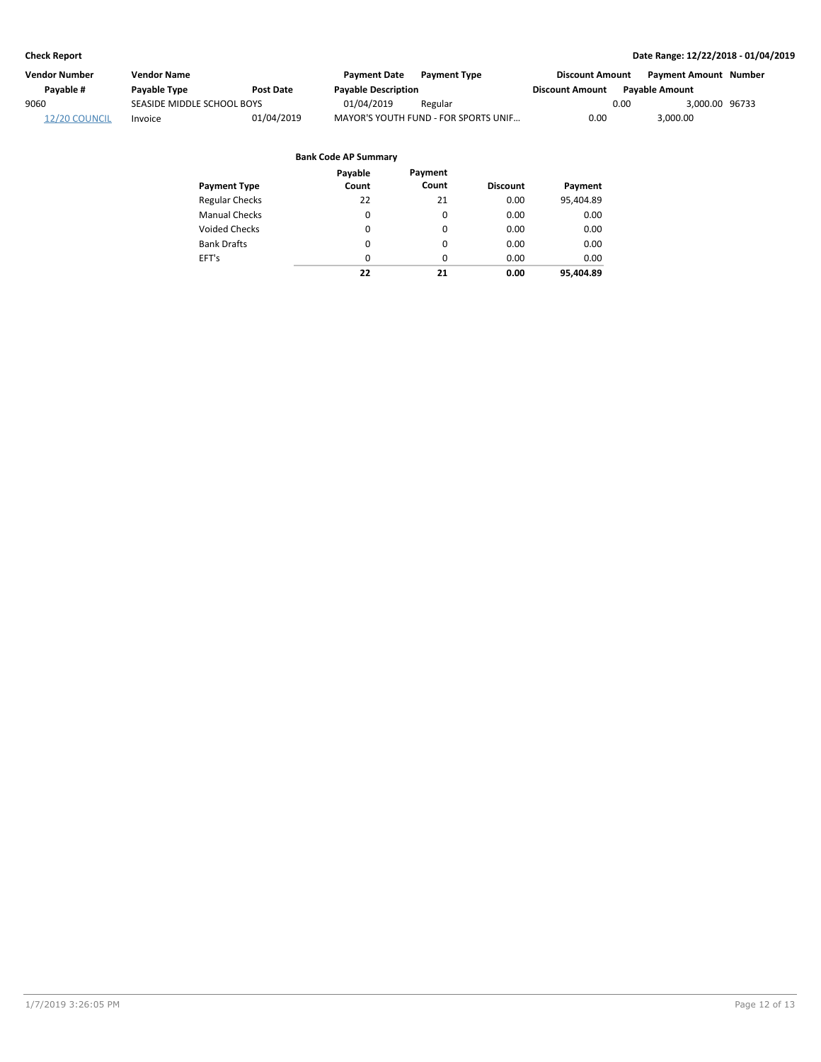**Check Report**

**Date Range: 12/22/2018 - 01/04/2019**

| Vendor Number | Vendor Name | | Payment Date | Payment Type | Discount Amount | Payment Amount | Number |
|---|---|---|---|---|---|---|---|
| Payable # | Payable Type | Post Date | Payable Description | | Discount Amount | Payable Amount | |
| 9060 | SEASIDE MIDDLE SCHOOL BOYS | | 01/04/2019 | Regular | 0.00 | 3,000.00 | 96733 |
| 12/20 COUNCIL | Invoice | 01/04/2019 | MAYOR'S YOUTH FUND - FOR SPORTS UNIF… | | 0.00 | 3,000.00 | |

**Bank Code AP Summary**

| Payment Type | Payable Count | Payment Count | Discount | Payment |
|---|---|---|---|---|
| Regular Checks | 22 | 21 | 0.00 | 95,404.89 |
| Manual Checks | 0 | 0 | 0.00 | 0.00 |
| Voided Checks | 0 | 0 | 0.00 | 0.00 |
| Bank Drafts | 0 | 0 | 0.00 | 0.00 |
| EFT's | 0 | 0 | 0.00 | 0.00 |
| | **22** | **21** | **0.00** | **95,404.89** |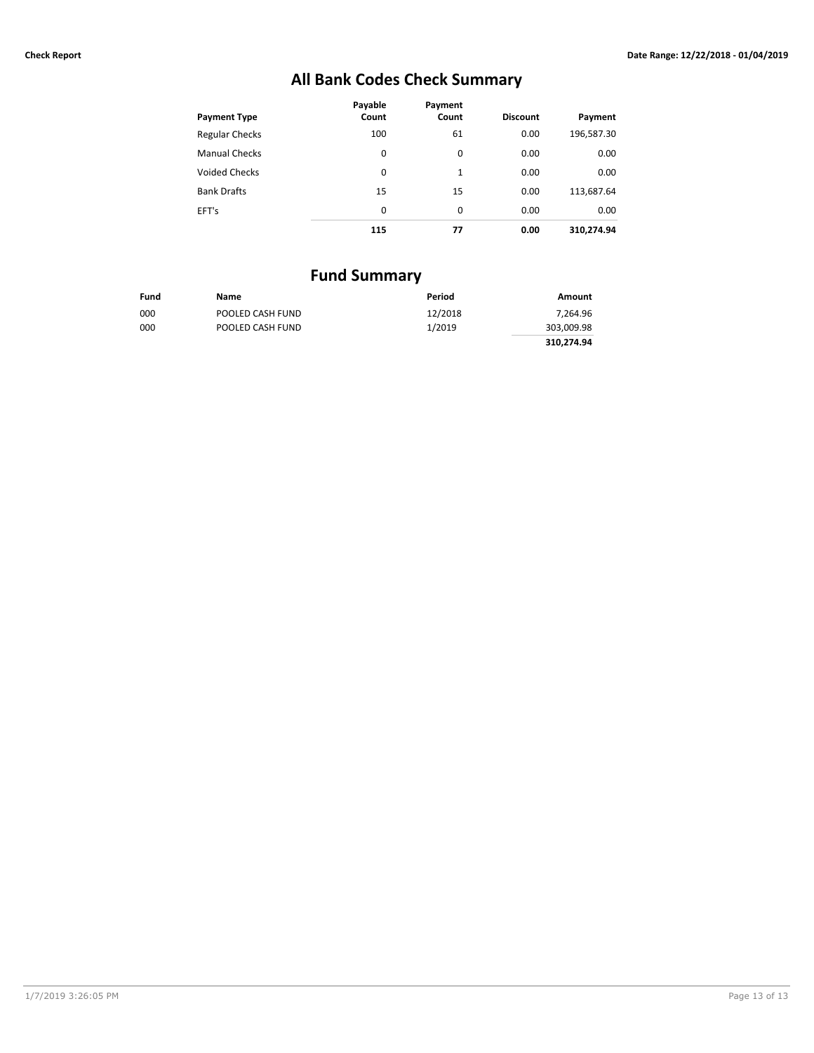# All Bank Codes Check Summary

| Payment Type | Payable Count | Payment Count | Discount | Payment |
|---|---|---|---|---|
| Regular Checks | 100 | 61 | 0.00 | 196,587.30 |
| Manual Checks | 0 | 0 | 0.00 | 0.00 |
| Voided Checks | 0 | 1 | 0.00 | 0.00 |
| Bank Drafts | 15 | 15 | 0.00 | 113,687.64 |
| EFT's | 0 | 0 | 0.00 | 0.00 |
| | **115** | **77** | **0.00** | **310,274.94** |

# Fund Summary

| Fund | Name | Period | Amount |
|---|---|---|---|
| 000 | POOLED CASH FUND | 12/2018 | 7,264.96 |
| 000 | POOLED CASH FUND | 1/2019 | 303,009.98 |
| | | | **310,274.94** |